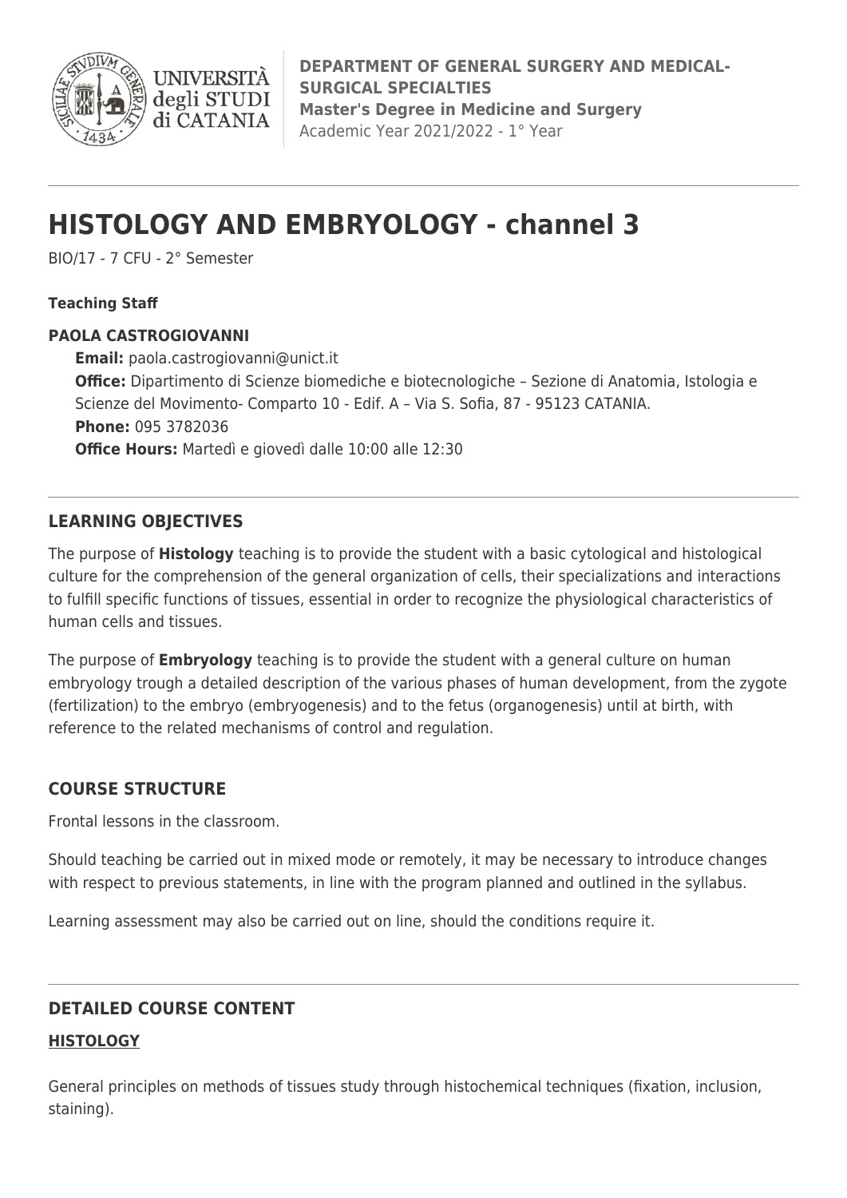**DEPARTMENT OF GENERAL SURGERY AND MEDICAL-SURGICAL SPECIALTIES**
**Master's Degree in Medicine and Surgery**
Academic Year 2021/2022 - 1° Year

# HISTOLOGY AND EMBRYOLOGY - channel 3

BIO/17 - 7 CFU - 2° Semester

**Teaching Staff**

**PAOLA CASTROGIOVANNI**

**Email:** paola.castrogiovanni@unict.it
**Office:** Dipartimento di Scienze biomediche e biotecnologiche – Sezione di Anatomia, Istologia e Scienze del Movimento- Comparto 10 - Edif. A – Via S. Sofia, 87 - 95123 CATANIA.
**Phone:** 095 3782036
**Office Hours:** Martedì e giovedì dalle 10:00 alle 12:30

## LEARNING OBJECTIVES

The purpose of **Histology** teaching is to provide the student with a basic cytological and histological culture for the comprehension of the general organization of cells, their specializations and interactions to fulfill specific functions of tissues, essential in order to recognize the physiological characteristics of human cells and tissues.

The purpose of **Embryology** teaching is to provide the student with a general culture on human embryology trough a detailed description of the various phases of human development, from the zygote (fertilization) to the embryo (embryogenesis) and to the fetus (organogenesis) until at birth, with reference to the related mechanisms of control and regulation.

## COURSE STRUCTURE

Frontal lessons in the classroom.

Should teaching be carried out in mixed mode or remotely, it may be necessary to introduce changes with respect to previous statements, in line with the program planned and outlined in the syllabus.

Learning assessment may also be carried out on line, should the conditions require it.

## DETAILED COURSE CONTENT

### HISTOLOGY

General principles on methods of tissues study through histochemical techniques (fixation, inclusion, staining).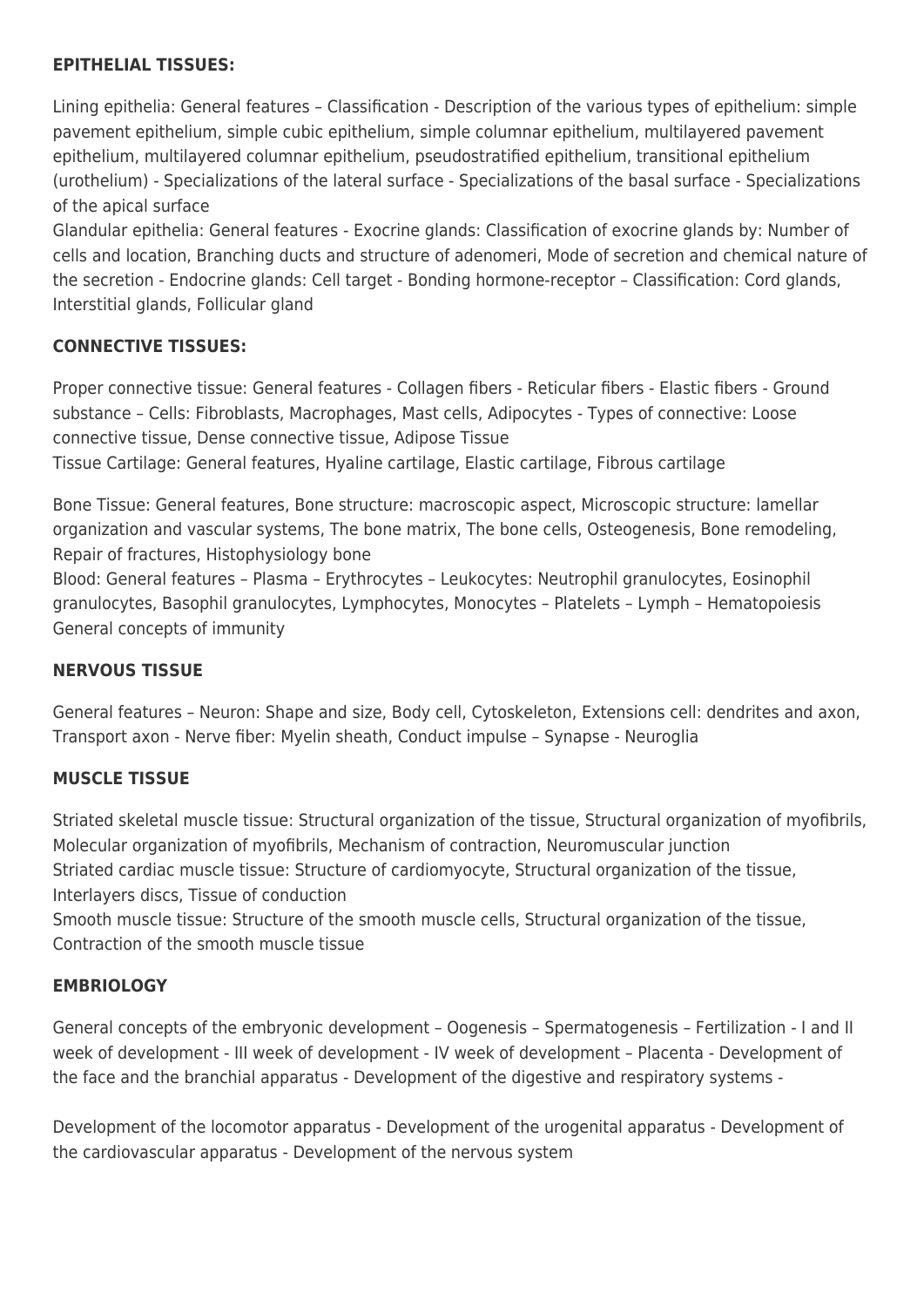**EPITHELIAL TISSUES:**

Lining epithelia: General features – Classification - Description of the various types of epithelium: simple pavement epithelium, simple cubic epithelium, simple columnar epithelium, multilayered pavement epithelium, multilayered columnar epithelium, pseudostratified epithelium, transitional epithelium (urothelium) - Specializations of the lateral surface - Specializations of the basal surface - Specializations of the apical surface
Glandular epithelia: General features - Exocrine glands: Classification of exocrine glands by: Number of cells and location, Branching ducts and structure of adenomeri, Mode of secretion and chemical nature of the secretion - Endocrine glands: Cell target - Bonding hormone-receptor – Classification: Cord glands, Interstitial glands, Follicular gland

**CONNECTIVE TISSUES:**

Proper connective tissue: General features - Collagen fibers - Reticular fibers - Elastic fibers - Ground substance – Cells: Fibroblasts, Macrophages, Mast cells, Adipocytes - Types of connective: Loose connective tissue, Dense connective tissue, Adipose Tissue
Tissue Cartilage: General features, Hyaline cartilage, Elastic cartilage, Fibrous cartilage

Bone Tissue: General features, Bone structure: macroscopic aspect, Microscopic structure: lamellar organization and vascular systems, The bone matrix, The bone cells, Osteogenesis, Bone remodeling, Repair of fractures, Histophysiology bone
Blood: General features – Plasma – Erythrocytes – Leukocytes: Neutrophil granulocytes, Eosinophil granulocytes, Basophil granulocytes, Lymphocytes, Monocytes – Platelets – Lymph – Hematopoiesis
General concepts of immunity

**NERVOUS TISSUE**

General features – Neuron: Shape and size, Body cell, Cytoskeleton, Extensions cell: dendrites and axon, Transport axon - Nerve fiber: Myelin sheath, Conduct impulse – Synapse - Neuroglia

**MUSCLE TISSUE**

Striated skeletal muscle tissue: Structural organization of the tissue, Structural organization of myofibrils, Molecular organization of myofibrils, Mechanism of contraction, Neuromuscular junction
Striated cardiac muscle tissue: Structure of cardiomyocyte, Structural organization of the tissue, Interlayers discs, Tissue of conduction
Smooth muscle tissue: Structure of the smooth muscle cells, Structural organization of the tissue, Contraction of the smooth muscle tissue

**EMBRIOLOGY**

General concepts of the embryonic development – Oogenesis – Spermatogenesis – Fertilization - I and II week of development - III week of development - IV week of development – Placenta - Development of the face and the branchial apparatus - Development of the digestive and respiratory systems -

Development of the locomotor apparatus - Development of the urogenital apparatus - Development of the cardiovascular apparatus - Development of the nervous system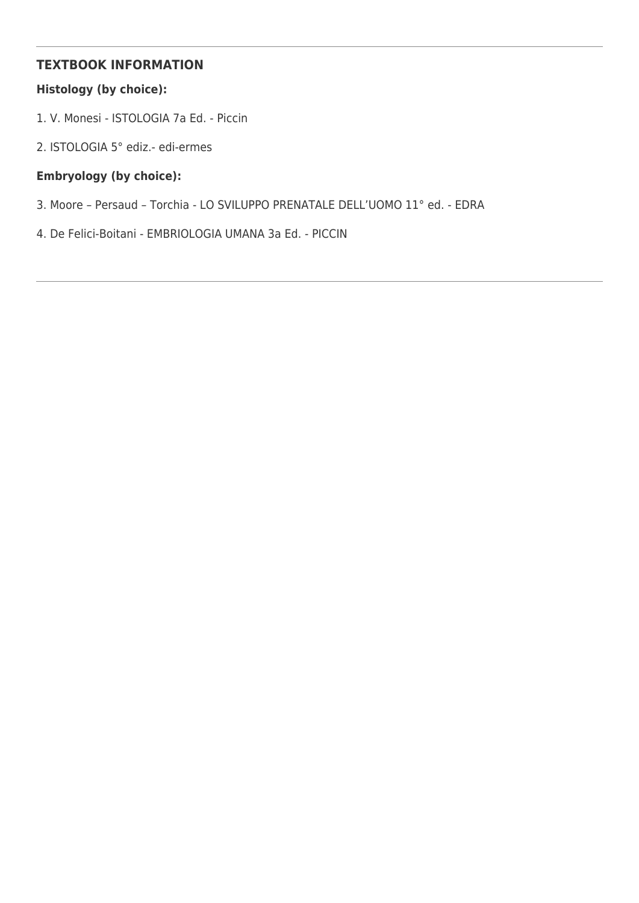## TEXTBOOK INFORMATION

### Histology (by choice):

1. V. Monesi - ISTOLOGIA 7a Ed. - Piccin
2. ISTOLOGIA 5° ediz.- edi-ermes

### Embryology (by choice):

3. Moore – Persaud – Torchia - LO SVILUPPO PRENATALE DELL’UOMO 11° ed. - EDRA
4. De Felici-Boitani - EMBRIOLOGIA UMANA 3a Ed. - PICCIN